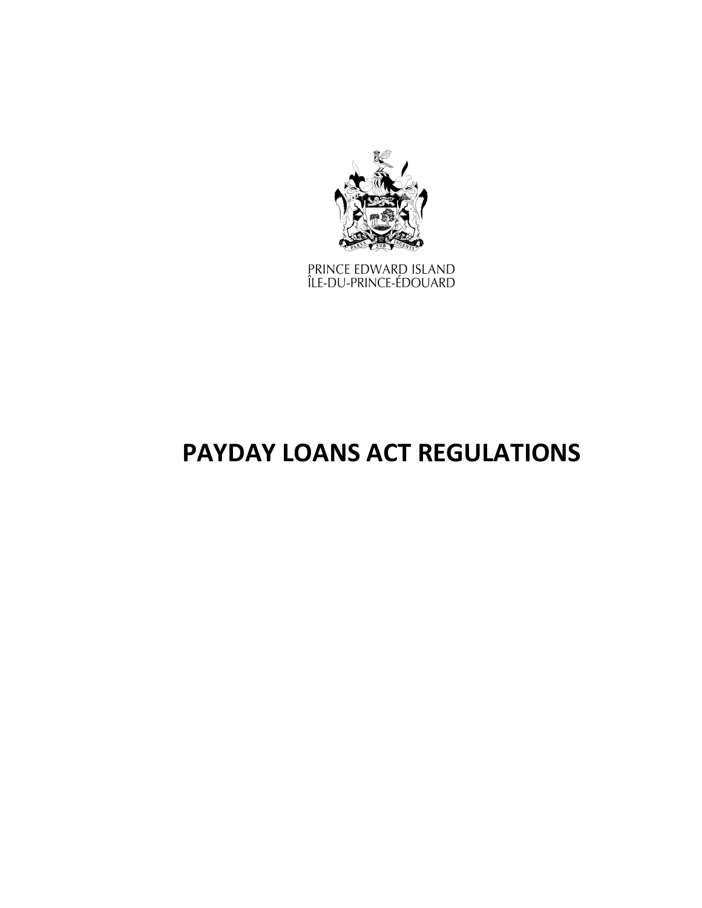PRINCE EDWARD ISLAND
ÎLE-DU-PRINCE-ÉDOUARD

# PAYDAY LOANS ACT REGULATIONS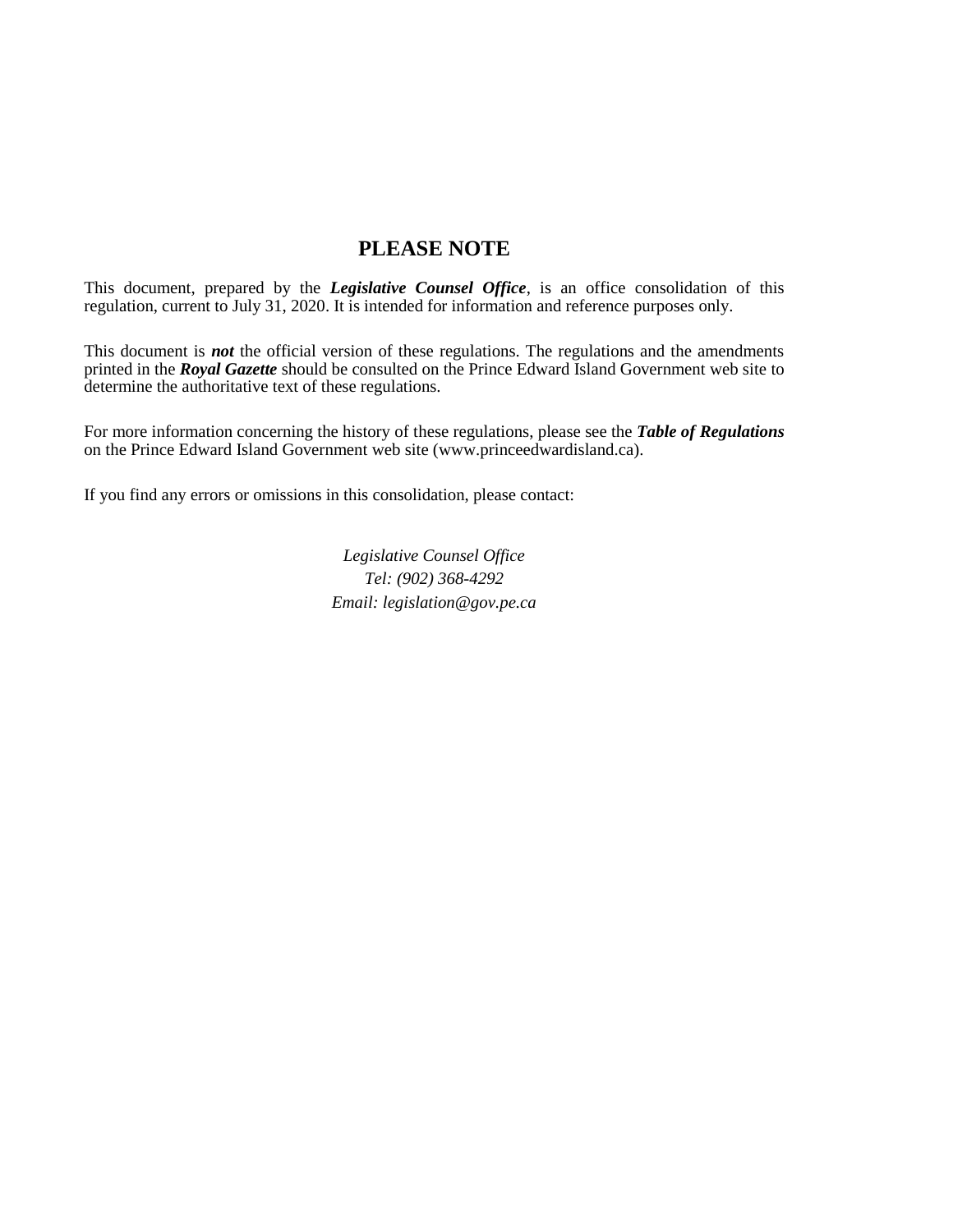## PLEASE NOTE

This document, prepared by the ***Legislative Counsel Office***, is an office consolidation of this regulation, current to July 31, 2020. It is intended for information and reference purposes only.

This document is ***not*** the official version of these regulations. The regulations and the amendments printed in the ***Royal Gazette*** should be consulted on the Prince Edward Island Government web site to determine the authoritative text of these regulations.

For more information concerning the history of these regulations, please see the ***Table of Regulations*** on the Prince Edward Island Government web site (www.princeedwardisland.ca).

If you find any errors or omissions in this consolidation, please contact:

*Legislative Counsel Office*
*Tel: (902) 368-4292*
*Email: legislation@gov.pe.ca*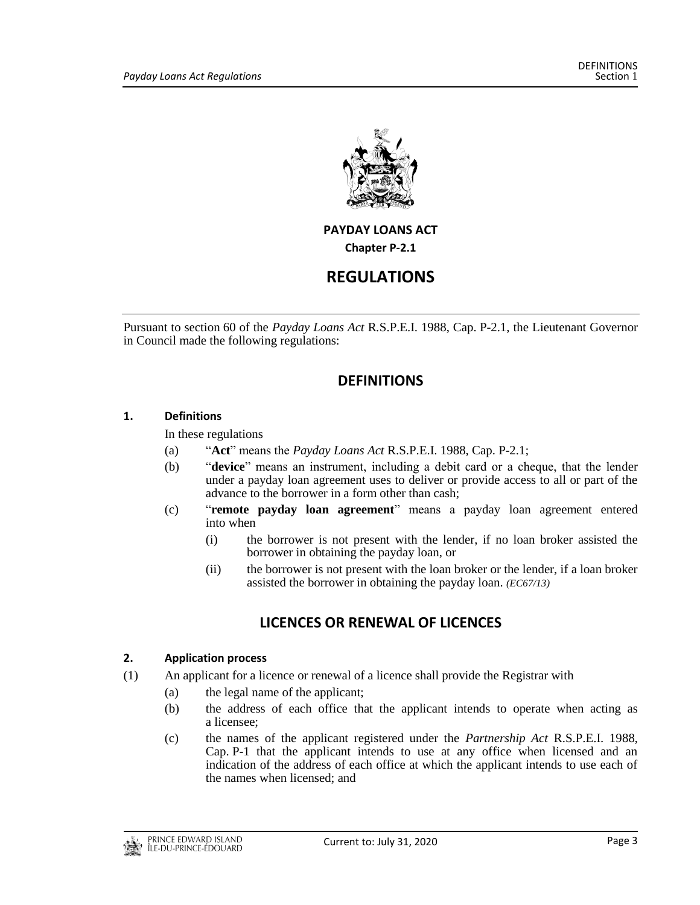# PAYDAY LOANS ACT

**Chapter P-2.1**

# REGULATIONS

Pursuant to section 60 of the *Payday Loans Act* R.S.P.E.I. 1988, Cap. P-2.1, the Lieutenant Governor in Council made the following regulations:

## DEFINITIONS

### 1. Definitions

In these regulations

(a) "**Act**" means the *Payday Loans Act* R.S.P.E.I. 1988, Cap. P-2.1;

(b) "**device**" means an instrument, including a debit card or a cheque, that the lender under a payday loan agreement uses to deliver or provide access to all or part of the advance to the borrower in a form other than cash;

(c) "**remote payday loan agreement**" means a payday loan agreement entered into when

(i) the borrower is not present with the lender, if no loan broker assisted the borrower in obtaining the payday loan, or

(ii) the borrower is not present with the loan broker or the lender, if a loan broker assisted the borrower in obtaining the payday loan. *(EC67/13)*

## LICENCES OR RENEWAL OF LICENCES

### 2. Application process

(1) An applicant for a licence or renewal of a licence shall provide the Registrar with

(a) the legal name of the applicant;

(b) the address of each office that the applicant intends to operate when acting as a licensee;

(c) the names of the applicant registered under the *Partnership Act* R.S.P.E.I. 1988, Cap. P-1 that the applicant intends to use at any office when licensed and an indication of the address of each office at which the applicant intends to use each of the names when licensed; and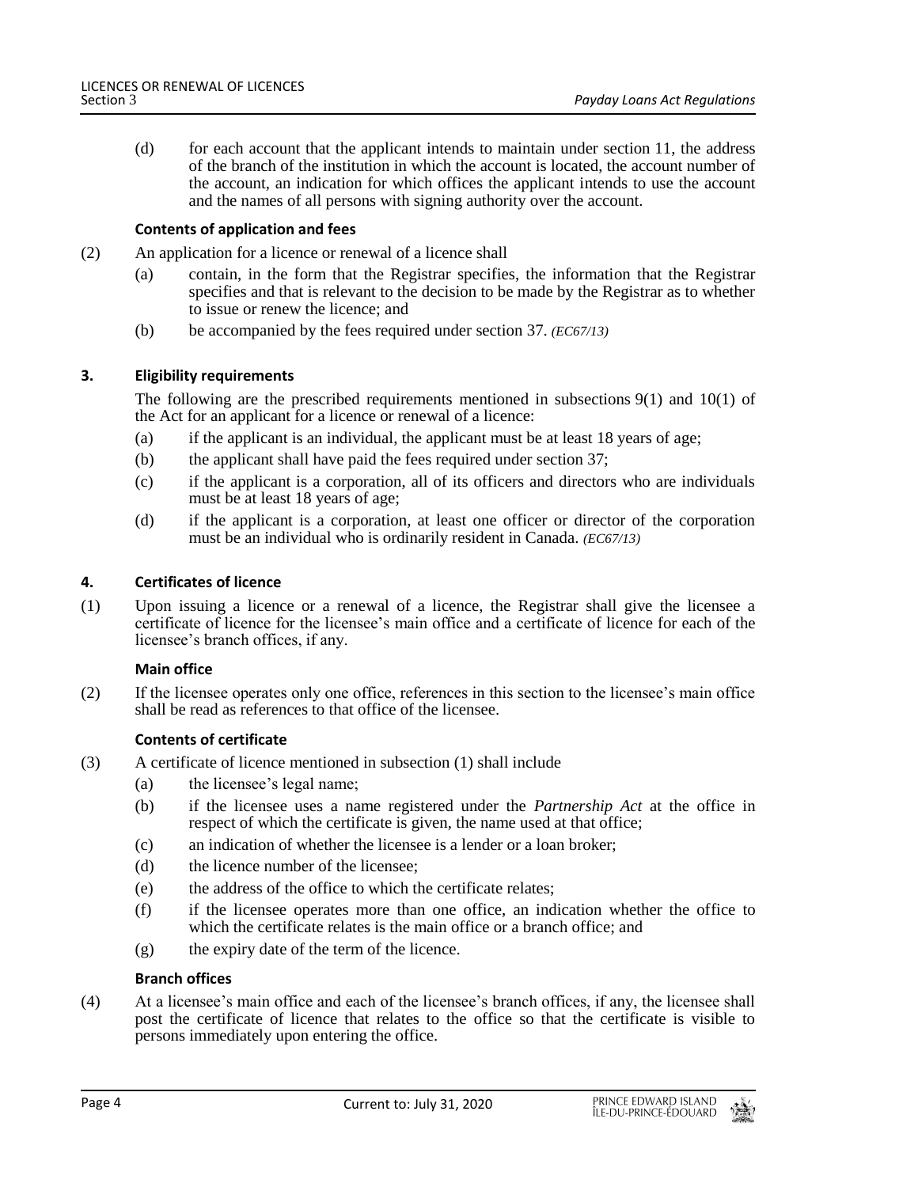(d) for each account that the applicant intends to maintain under section 11, the address of the branch of the institution in which the account is located, the account number of the account, an indication for which offices the applicant intends to use the account and the names of all persons with signing authority over the account.

**Contents of application and fees**

(2) An application for a licence or renewal of a licence shall

(a) contain, in the form that the Registrar specifies, the information that the Registrar specifies and that is relevant to the decision to be made by the Registrar as to whether to issue or renew the licence; and

(b) be accompanied by the fees required under section 37. *(EC67/13)*

### 3. Eligibility requirements

The following are the prescribed requirements mentioned in subsections 9(1) and 10(1) of the Act for an applicant for a licence or renewal of a licence:

(a) if the applicant is an individual, the applicant must be at least 18 years of age;

(b) the applicant shall have paid the fees required under section 37;

(c) if the applicant is a corporation, all of its officers and directors who are individuals must be at least 18 years of age;

(d) if the applicant is a corporation, at least one officer or director of the corporation must be an individual who is ordinarily resident in Canada. *(EC67/13)*

### 4. Certificates of licence

(1) Upon issuing a licence or a renewal of a licence, the Registrar shall give the licensee a certificate of licence for the licensee's main office and a certificate of licence for each of the licensee's branch offices, if any.

**Main office**

(2) If the licensee operates only one office, references in this section to the licensee's main office shall be read as references to that office of the licensee.

**Contents of certificate**

(3) A certificate of licence mentioned in subsection (1) shall include

(a) the licensee's legal name;

(b) if the licensee uses a name registered under the *Partnership Act* at the office in respect of which the certificate is given, the name used at that office;

(c) an indication of whether the licensee is a lender or a loan broker;

(d) the licence number of the licensee;

(e) the address of the office to which the certificate relates;

(f) if the licensee operates more than one office, an indication whether the office to which the certificate relates is the main office or a branch office; and

(g) the expiry date of the term of the licence.

**Branch offices**

(4) At a licensee's main office and each of the licensee's branch offices, if any, the licensee shall post the certificate of licence that relates to the office so that the certificate is visible to persons immediately upon entering the office.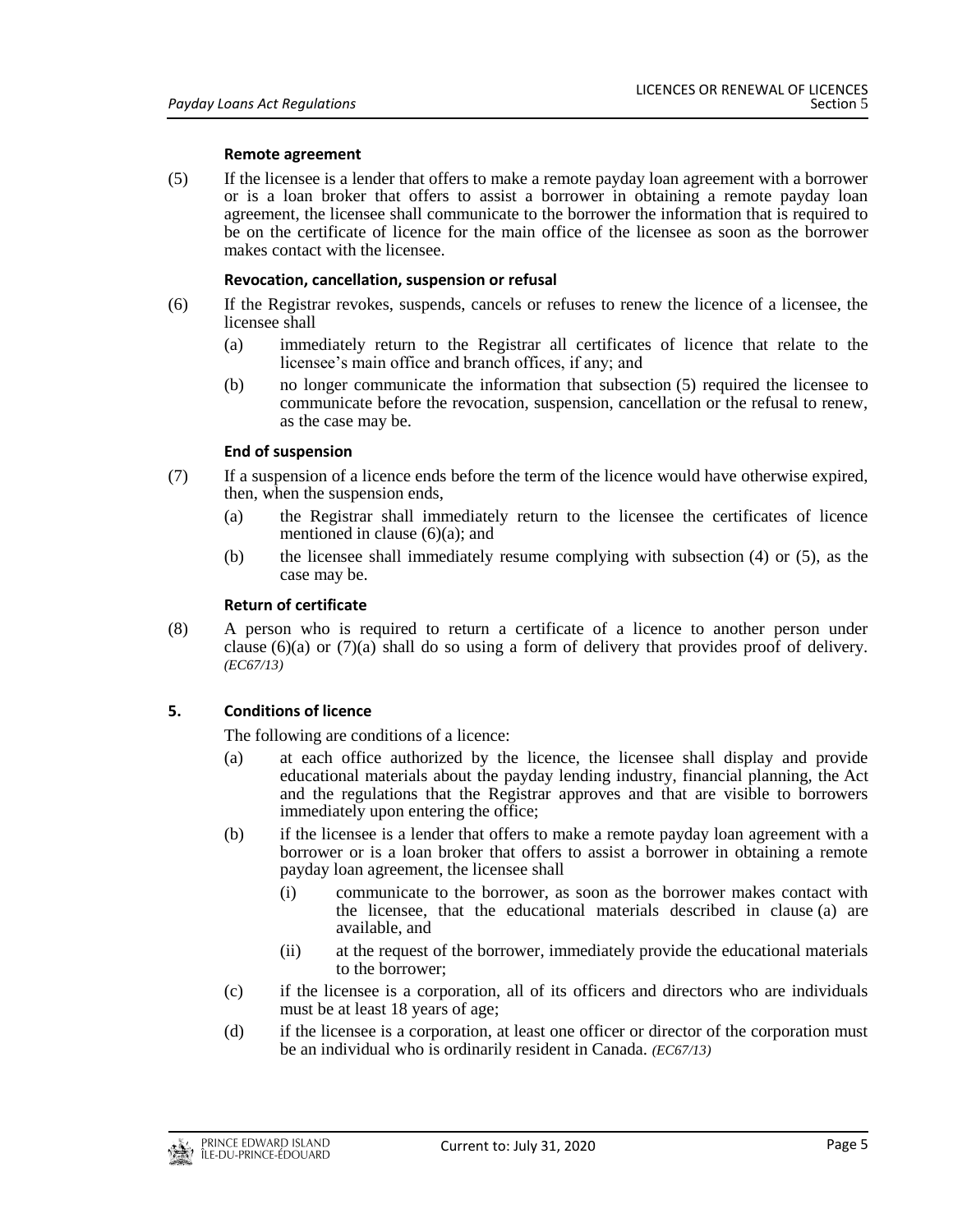**Remote agreement**

(5) If the licensee is a lender that offers to make a remote payday loan agreement with a borrower or is a loan broker that offers to assist a borrower in obtaining a remote payday loan agreement, the licensee shall communicate to the borrower the information that is required to be on the certificate of licence for the main office of the licensee as soon as the borrower makes contact with the licensee.

**Revocation, cancellation, suspension or refusal**

(6) If the Registrar revokes, suspends, cancels or refuses to renew the licence of a licensee, the licensee shall

- (a) immediately return to the Registrar all certificates of licence that relate to the licensee's main office and branch offices, if any; and
- (b) no longer communicate the information that subsection (5) required the licensee to communicate before the revocation, suspension, cancellation or the refusal to renew, as the case may be.

**End of suspension**

(7) If a suspension of a licence ends before the term of the licence would have otherwise expired, then, when the suspension ends,

- (a) the Registrar shall immediately return to the licensee the certificates of licence mentioned in clause (6)(a); and
- (b) the licensee shall immediately resume complying with subsection (4) or (5), as the case may be.

**Return of certificate**

(8) A person who is required to return a certificate of a licence to another person under clause (6)(a) or (7)(a) shall do so using a form of delivery that provides proof of delivery. *(EC67/13)*

**5. Conditions of licence**

The following are conditions of a licence:

- (a) at each office authorized by the licence, the licensee shall display and provide educational materials about the payday lending industry, financial planning, the Act and the regulations that the Registrar approves and that are visible to borrowers immediately upon entering the office;
- (b) if the licensee is a lender that offers to make a remote payday loan agreement with a borrower or is a loan broker that offers to assist a borrower in obtaining a remote payday loan agreement, the licensee shall
  - (i) communicate to the borrower, as soon as the borrower makes contact with the licensee, that the educational materials described in clause (a) are available, and
  - (ii) at the request of the borrower, immediately provide the educational materials to the borrower;
- (c) if the licensee is a corporation, all of its officers and directors who are individuals must be at least 18 years of age;
- (d) if the licensee is a corporation, at least one officer or director of the corporation must be an individual who is ordinarily resident in Canada. *(EC67/13)*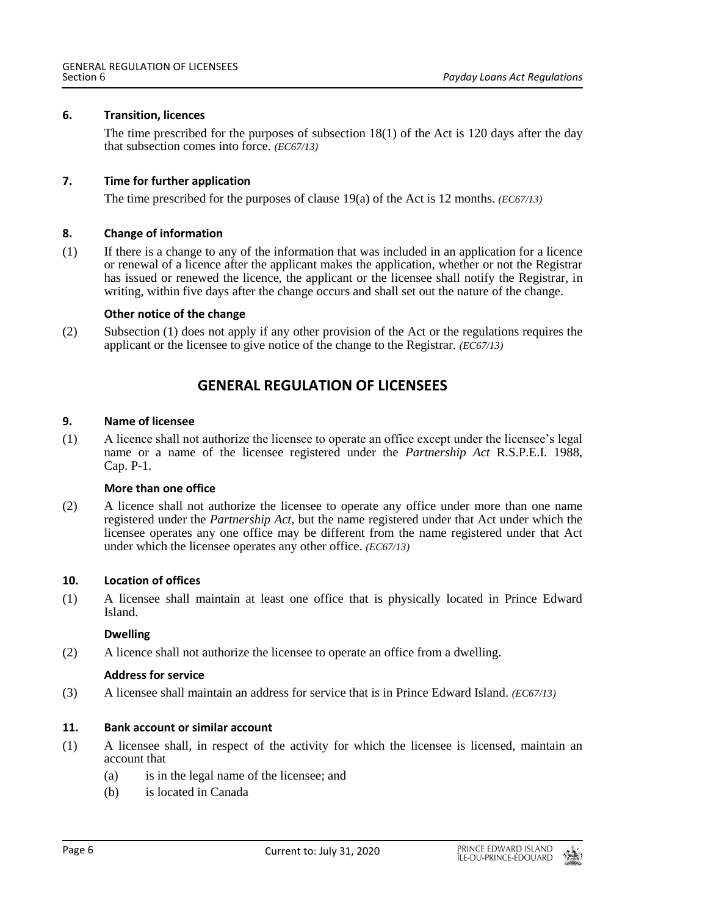**6. Transition, licences**

The time prescribed for the purposes of subsection 18(1) of the Act is 120 days after the day that subsection comes into force. *(EC67/13)*

**7. Time for further application**

The time prescribed for the purposes of clause 19(a) of the Act is 12 months. *(EC67/13)*

**8. Change of information**

(1) If there is a change to any of the information that was included in an application for a licence or renewal of a licence after the applicant makes the application, whether or not the Registrar has issued or renewed the licence, the applicant or the licensee shall notify the Registrar, in writing, within five days after the change occurs and shall set out the nature of the change.

**Other notice of the change**

(2) Subsection (1) does not apply if any other provision of the Act or the regulations requires the applicant or the licensee to give notice of the change to the Registrar. *(EC67/13)*

## GENERAL REGULATION OF LICENSEES

**9. Name of licensee**

(1) A licence shall not authorize the licensee to operate an office except under the licensee's legal name or a name of the licensee registered under the *Partnership Act* R.S.P.E.I. 1988, Cap. P-1.

**More than one office**

(2) A licence shall not authorize the licensee to operate any office under more than one name registered under the *Partnership Act*, but the name registered under that Act under which the licensee operates any one office may be different from the name registered under that Act under which the licensee operates any other office. *(EC67/13)*

**10. Location of offices**

(1) A licensee shall maintain at least one office that is physically located in Prince Edward Island.

**Dwelling**

(2) A licence shall not authorize the licensee to operate an office from a dwelling.

**Address for service**

(3) A licensee shall maintain an address for service that is in Prince Edward Island. *(EC67/13)*

**11. Bank account or similar account**

(1) A licensee shall, in respect of the activity for which the licensee is licensed, maintain an account that

(a) is in the legal name of the licensee; and

(b) is located in Canada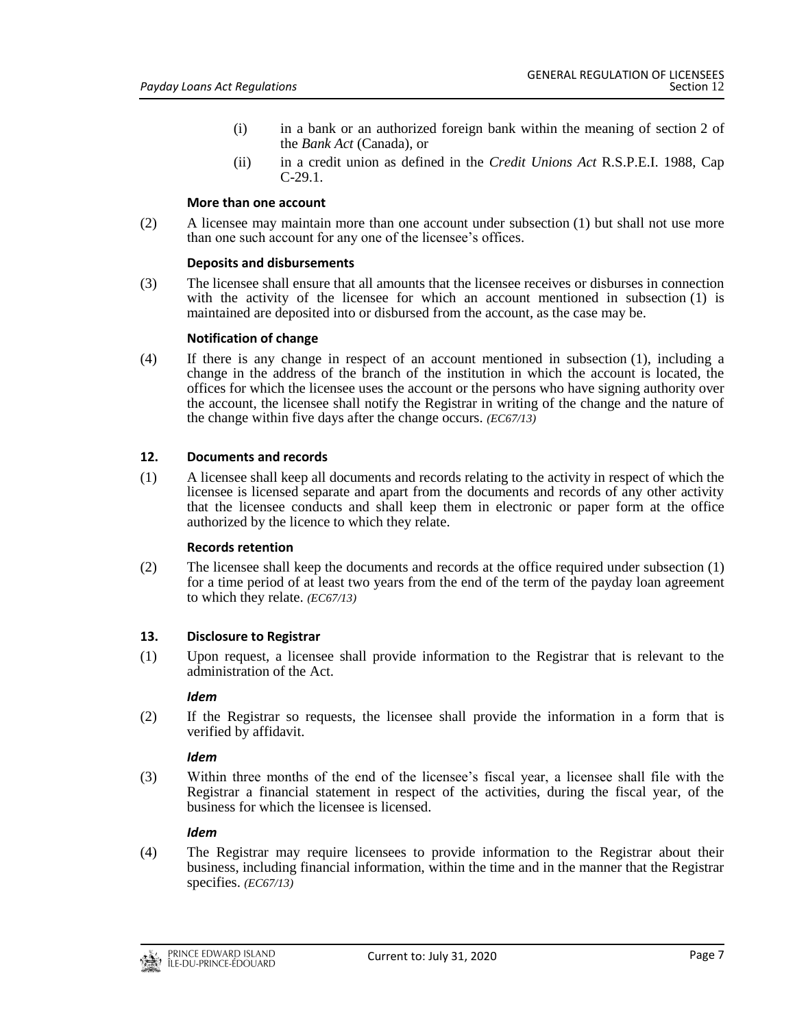(i) in a bank or an authorized foreign bank within the meaning of section 2 of the *Bank Act* (Canada), or

(ii) in a credit union as defined in the *Credit Unions Act* R.S.P.E.I. 1988, Cap C-29.1.

**More than one account**

(2) A licensee may maintain more than one account under subsection (1) but shall not use more than one such account for any one of the licensee's offices.

**Deposits and disbursements**

(3) The licensee shall ensure that all amounts that the licensee receives or disburses in connection with the activity of the licensee for which an account mentioned in subsection (1) is maintained are deposited into or disbursed from the account, as the case may be.

**Notification of change**

(4) If there is any change in respect of an account mentioned in subsection (1), including a change in the address of the branch of the institution in which the account is located, the offices for which the licensee uses the account or the persons who have signing authority over the account, the licensee shall notify the Registrar in writing of the change and the nature of the change within five days after the change occurs. *(EC67/13)*

### 12. Documents and records

(1) A licensee shall keep all documents and records relating to the activity in respect of which the licensee is licensed separate and apart from the documents and records of any other activity that the licensee conducts and shall keep them in electronic or paper form at the office authorized by the licence to which they relate.

**Records retention**

(2) The licensee shall keep the documents and records at the office required under subsection (1) for a time period of at least two years from the end of the term of the payday loan agreement to which they relate. *(EC67/13)*

### 13. Disclosure to Registrar

(1) Upon request, a licensee shall provide information to the Registrar that is relevant to the administration of the Act.

***Idem***

(2) If the Registrar so requests, the licensee shall provide the information in a form that is verified by affidavit.

***Idem***

(3) Within three months of the end of the licensee's fiscal year, a licensee shall file with the Registrar a financial statement in respect of the activities, during the fiscal year, of the business for which the licensee is licensed.

***Idem***

(4) The Registrar may require licensees to provide information to the Registrar about their business, including financial information, within the time and in the manner that the Registrar specifies. *(EC67/13)*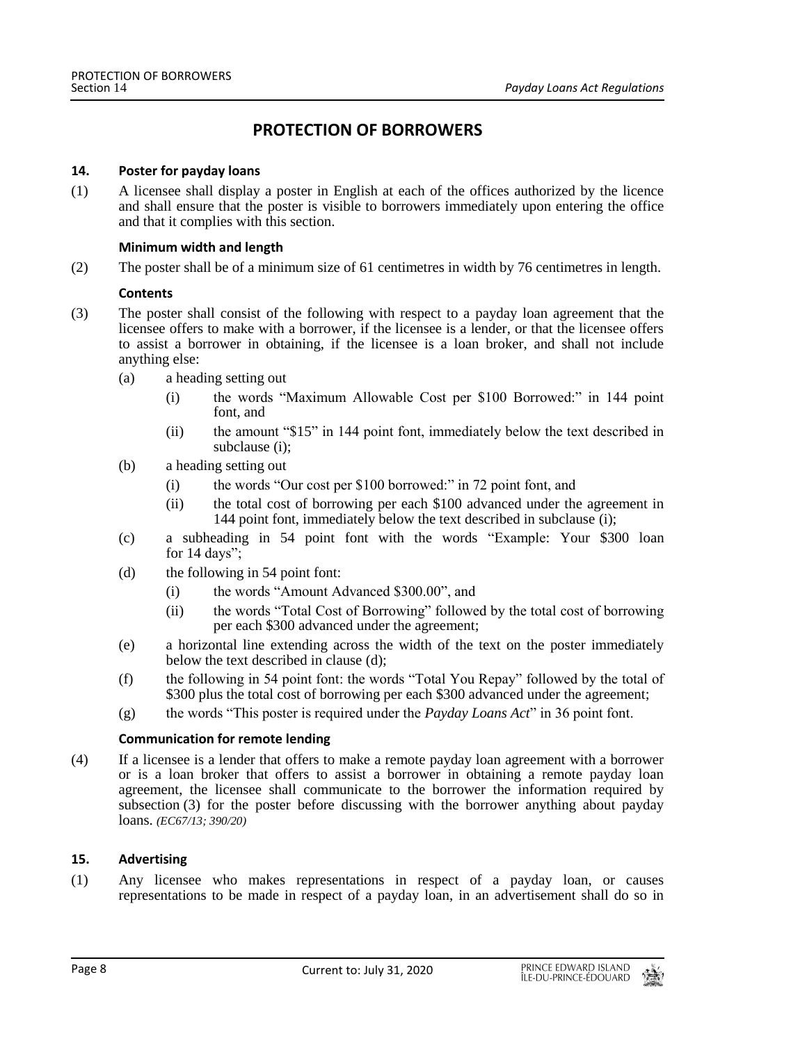# PROTECTION OF BORROWERS

### 14. Poster for payday loans

(1) A licensee shall display a poster in English at each of the offices authorized by the licence and shall ensure that the poster is visible to borrowers immediately upon entering the office and that it complies with this section.

**Minimum width and length**

(2) The poster shall be of a minimum size of 61 centimetres in width by 76 centimetres in length.

**Contents**

(3) The poster shall consist of the following with respect to a payday loan agreement that the licensee offers to make with a borrower, if the licensee is a lender, or that the licensee offers to assist a borrower in obtaining, if the licensee is a loan broker, and shall not include anything else:

- (a) a heading setting out
  - (i) the words "Maximum Allowable Cost per $100 Borrowed:" in 144 point font, and
  - (ii) the amount "$15" in 144 point font, immediately below the text described in subclause (i);
- (b) a heading setting out
  - (i) the words "Our cost per $100 borrowed:" in 72 point font, and
  - (ii) the total cost of borrowing per each $100 advanced under the agreement in 144 point font, immediately below the text described in subclause (i);
- (c) a subheading in 54 point font with the words "Example: Your $300 loan for 14 days";
- (d) the following in 54 point font:
  - (i) the words "Amount Advanced $300.00", and
  - (ii) the words "Total Cost of Borrowing" followed by the total cost of borrowing per each $300 advanced under the agreement;
- (e) a horizontal line extending across the width of the text on the poster immediately below the text described in clause (d);
- (f) the following in 54 point font: the words "Total You Repay" followed by the total of $300 plus the total cost of borrowing per each $300 advanced under the agreement;
- (g) the words "This poster is required under the *Payday Loans Act*" in 36 point font.

**Communication for remote lending**

(4) If a licensee is a lender that offers to make a remote payday loan agreement with a borrower or is a loan broker that offers to assist a borrower in obtaining a remote payday loan agreement, the licensee shall communicate to the borrower the information required by subsection (3) for the poster before discussing with the borrower anything about payday loans. *(EC67/13; 390/20)*

### 15. Advertising

(1) Any licensee who makes representations in respect of a payday loan, or causes representations to be made in respect of a payday loan, in an advertisement shall do so in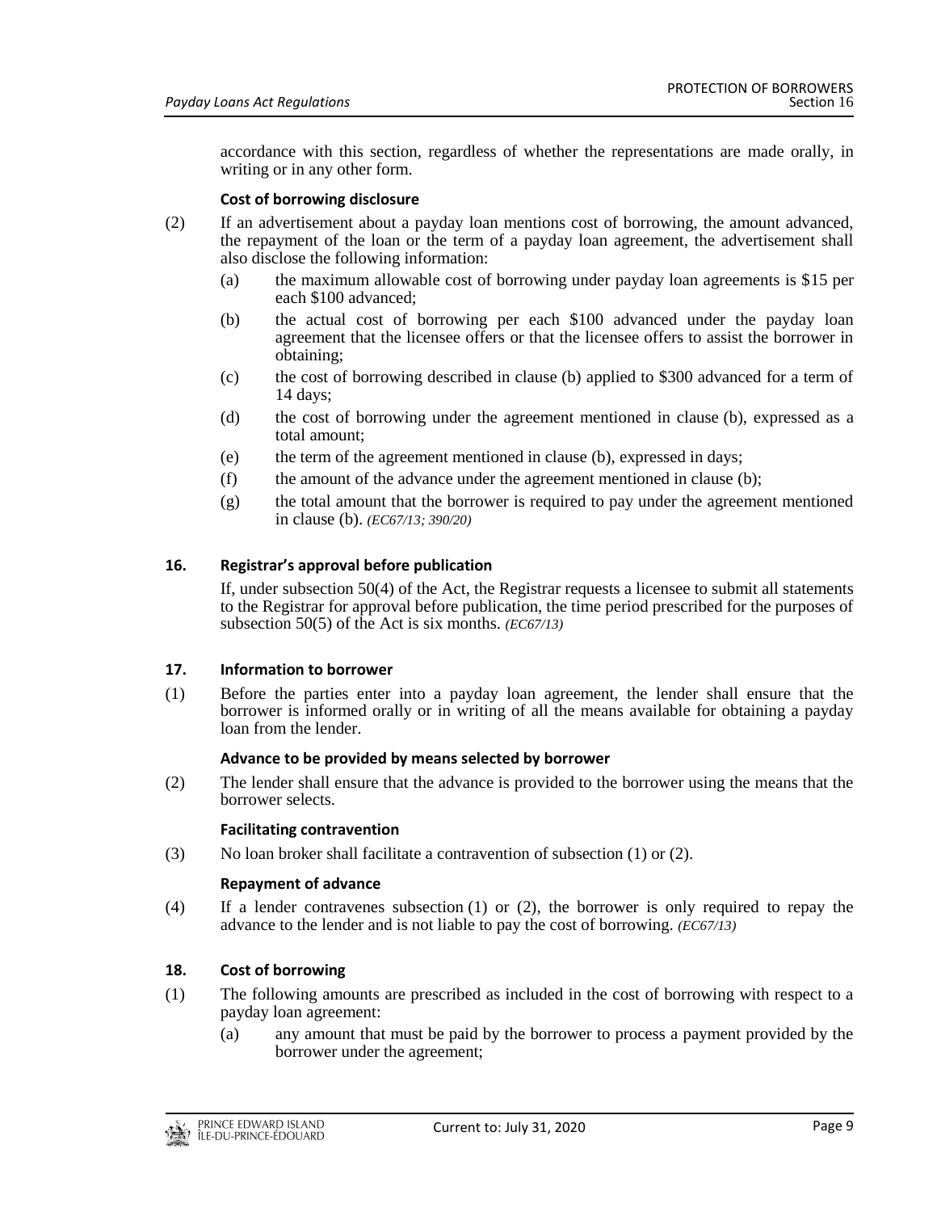accordance with this section, regardless of whether the representations are made orally, in writing or in any other form.

**Cost of borrowing disclosure**

(2) If an advertisement about a payday loan mentions cost of borrowing, the amount advanced, the repayment of the loan or the term of a payday loan agreement, the advertisement shall also disclose the following information:

(a) the maximum allowable cost of borrowing under payday loan agreements is $15 per each $100 advanced;

(b) the actual cost of borrowing per each $100 advanced under the payday loan agreement that the licensee offers or that the licensee offers to assist the borrower in obtaining;

(c) the cost of borrowing described in clause (b) applied to $300 advanced for a term of 14 days;

(d) the cost of borrowing under the agreement mentioned in clause (b), expressed as a total amount;

(e) the term of the agreement mentioned in clause (b), expressed in days;

(f) the amount of the advance under the agreement mentioned in clause (b);

(g) the total amount that the borrower is required to pay under the agreement mentioned in clause (b). *(EC67/13; 390/20)*

### 16. Registrar's approval before publication

If, under subsection 50(4) of the Act, the Registrar requests a licensee to submit all statements to the Registrar for approval before publication, the time period prescribed for the purposes of subsection 50(5) of the Act is six months. *(EC67/13)*

### 17. Information to borrower

(1) Before the parties enter into a payday loan agreement, the lender shall ensure that the borrower is informed orally or in writing of all the means available for obtaining a payday loan from the lender.

**Advance to be provided by means selected by borrower**

(2) The lender shall ensure that the advance is provided to the borrower using the means that the borrower selects.

**Facilitating contravention**

(3) No loan broker shall facilitate a contravention of subsection (1) or (2).

**Repayment of advance**

(4) If a lender contravenes subsection (1) or (2), the borrower is only required to repay the advance to the lender and is not liable to pay the cost of borrowing. *(EC67/13)*

### 18. Cost of borrowing

(1) The following amounts are prescribed as included in the cost of borrowing with respect to a payday loan agreement:

(a) any amount that must be paid by the borrower to process a payment provided by the borrower under the agreement;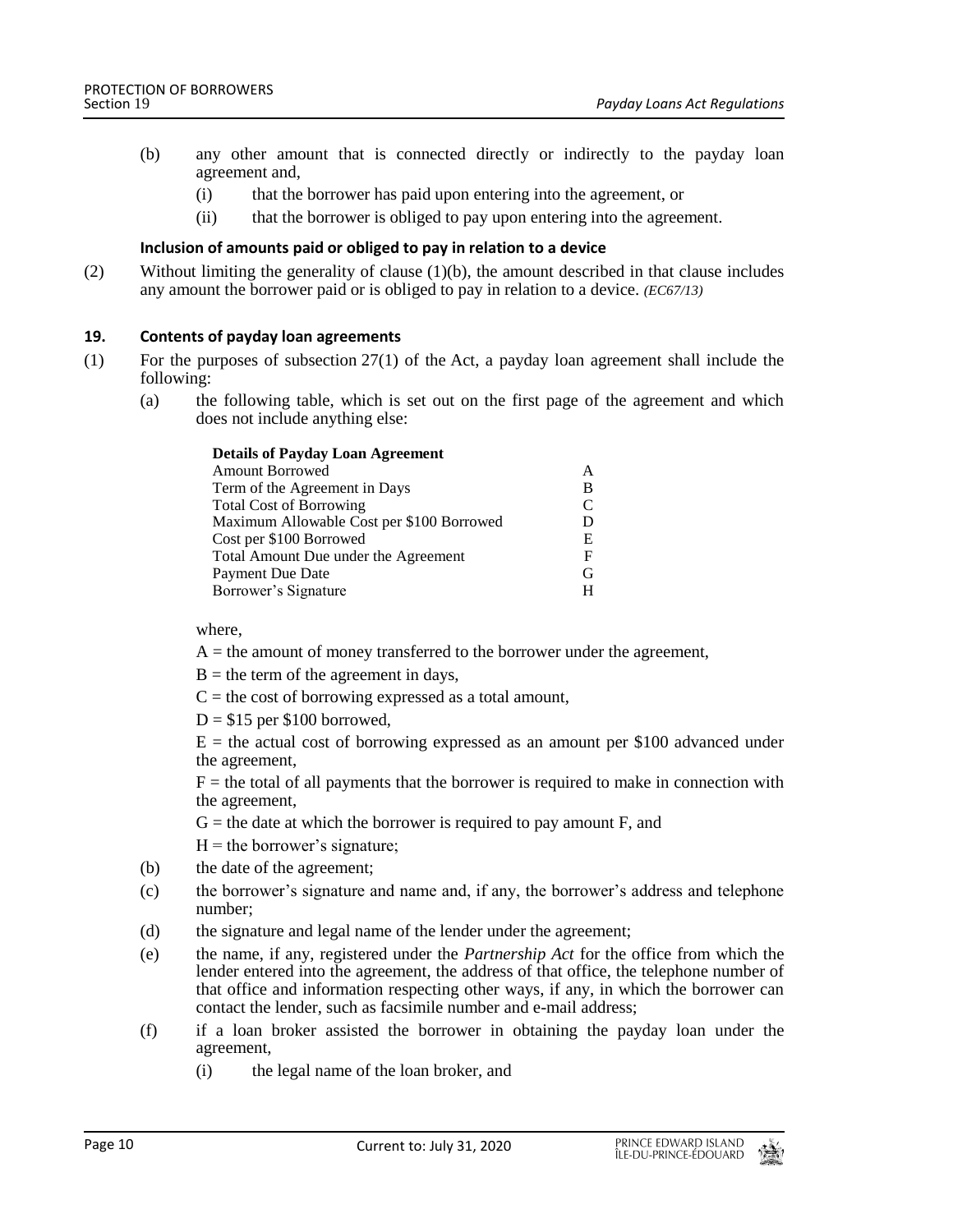(b) any other amount that is connected directly or indirectly to the payday loan agreement and,

(i) that the borrower has paid upon entering into the agreement, or

(ii) that the borrower is obliged to pay upon entering into the agreement.

**Inclusion of amounts paid or obliged to pay in relation to a device**

(2) Without limiting the generality of clause (1)(b), the amount described in that clause includes any amount the borrower paid or is obliged to pay in relation to a device. *(EC67/13)*

### 19. Contents of payday loan agreements

(1) For the purposes of subsection 27(1) of the Act, a payday loan agreement shall include the following:

(a) the following table, which is set out on the first page of the agreement and which does not include anything else:

| Details of Payday Loan Agreement | |
|---|---|
| Amount Borrowed | A |
| Term of the Agreement in Days | B |
| Total Cost of Borrowing | C |
| Maximum Allowable Cost per $100 Borrowed | D |
| Cost per $100 Borrowed | E |
| Total Amount Due under the Agreement | F |
| Payment Due Date | G |
| Borrower's Signature | H |

where,

A = the amount of money transferred to the borrower under the agreement,

B = the term of the agreement in days,

C = the cost of borrowing expressed as a total amount,

D = $15 per $100 borrowed,

E = the actual cost of borrowing expressed as an amount per $100 advanced under the agreement,

F = the total of all payments that the borrower is required to make in connection with the agreement,

G = the date at which the borrower is required to pay amount F, and

H = the borrower's signature;

(b) the date of the agreement;

(c) the borrower's signature and name and, if any, the borrower's address and telephone number;

(d) the signature and legal name of the lender under the agreement;

(e) the name, if any, registered under the *Partnership Act* for the office from which the lender entered into the agreement, the address of that office, the telephone number of that office and information respecting other ways, if any, in which the borrower can contact the lender, such as facsimile number and e-mail address;

(f) if a loan broker assisted the borrower in obtaining the payday loan under the agreement,

(i) the legal name of the loan broker, and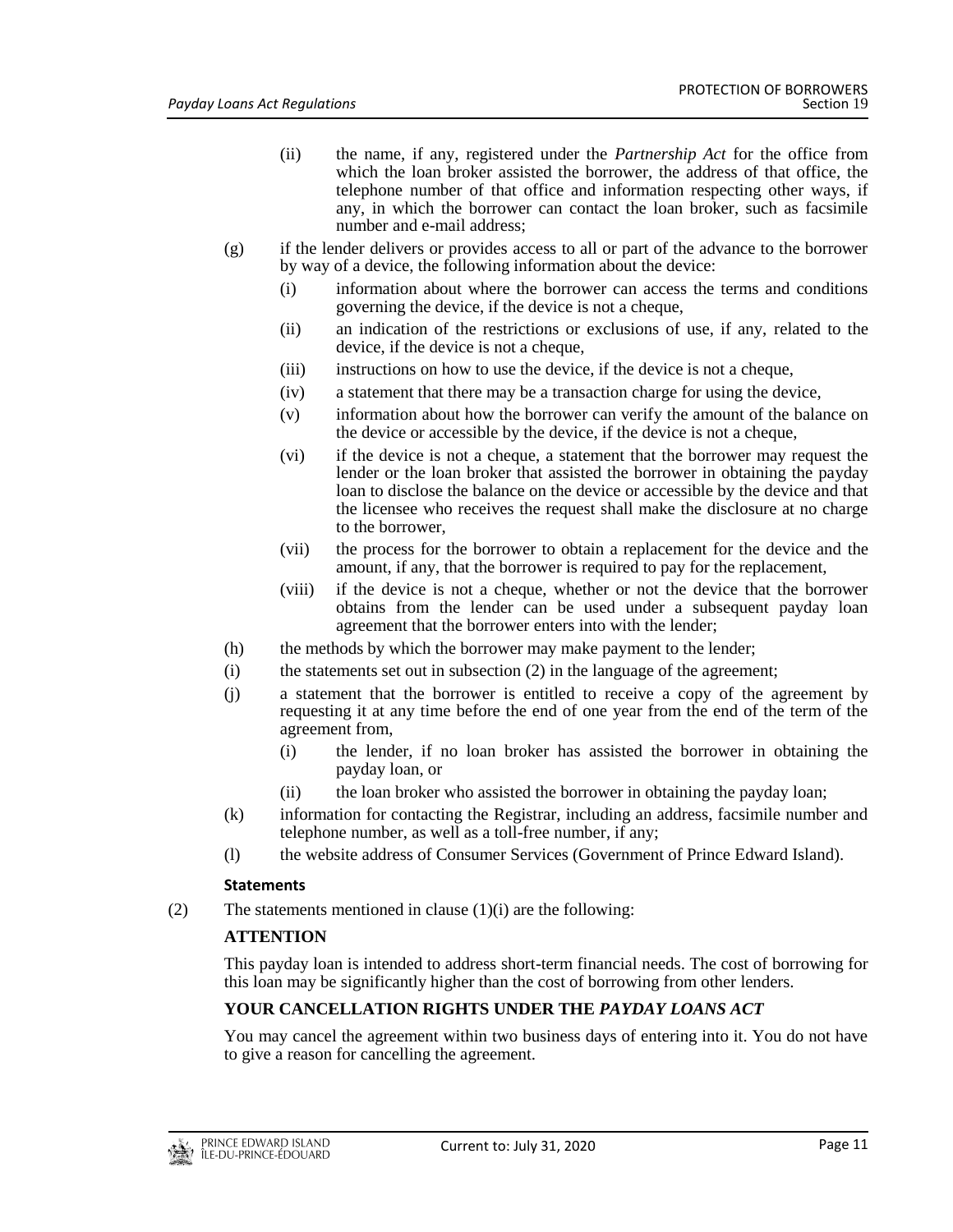(ii) the name, if any, registered under the *Partnership Act* for the office from which the loan broker assisted the borrower, the address of that office, the telephone number of that office and information respecting other ways, if any, in which the borrower can contact the loan broker, such as facsimile number and e-mail address;

(g) if the lender delivers or provides access to all or part of the advance to the borrower by way of a device, the following information about the device:

(i) information about where the borrower can access the terms and conditions governing the device, if the device is not a cheque,

(ii) an indication of the restrictions or exclusions of use, if any, related to the device, if the device is not a cheque,

(iii) instructions on how to use the device, if the device is not a cheque,

(iv) a statement that there may be a transaction charge for using the device,

(v) information about how the borrower can verify the amount of the balance on the device or accessible by the device, if the device is not a cheque,

(vi) if the device is not a cheque, a statement that the borrower may request the lender or the loan broker that assisted the borrower in obtaining the payday loan to disclose the balance on the device or accessible by the device and that the licensee who receives the request shall make the disclosure at no charge to the borrower,

(vii) the process for the borrower to obtain a replacement for the device and the amount, if any, that the borrower is required to pay for the replacement,

(viii) if the device is not a cheque, whether or not the device that the borrower obtains from the lender can be used under a subsequent payday loan agreement that the borrower enters into with the lender;

(h) the methods by which the borrower may make payment to the lender;

(i) the statements set out in subsection (2) in the language of the agreement;

(j) a statement that the borrower is entitled to receive a copy of the agreement by requesting it at any time before the end of one year from the end of the term of the agreement from,

(i) the lender, if no loan broker has assisted the borrower in obtaining the payday loan, or

(ii) the loan broker who assisted the borrower in obtaining the payday loan;

(k) information for contacting the Registrar, including an address, facsimile number and telephone number, as well as a toll-free number, if any;

(l) the website address of Consumer Services (Government of Prince Edward Island).

**Statements**

(2) The statements mentioned in clause (1)(i) are the following:

**ATTENTION**

This payday loan is intended to address short-term financial needs. The cost of borrowing for this loan may be significantly higher than the cost of borrowing from other lenders.

**YOUR CANCELLATION RIGHTS UNDER THE *PAYDAY LOANS ACT***

You may cancel the agreement within two business days of entering into it. You do not have to give a reason for cancelling the agreement.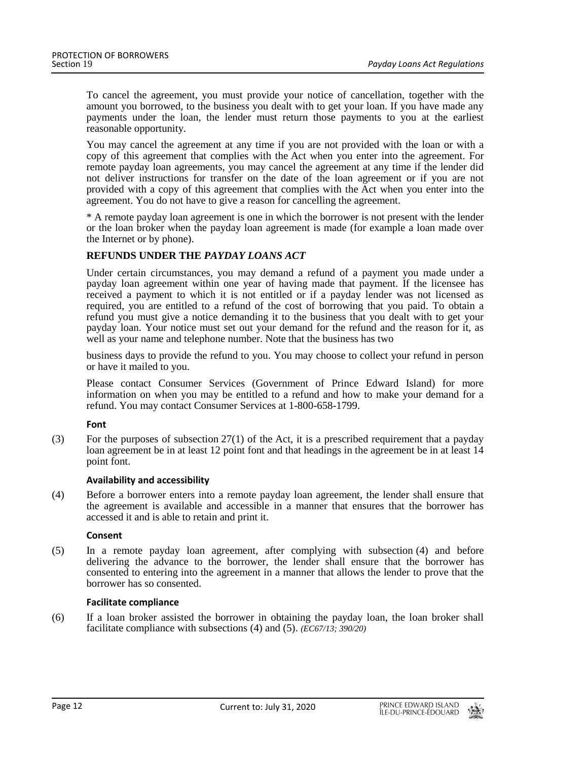To cancel the agreement, you must provide your notice of cancellation, together with the amount you borrowed, to the business you dealt with to get your loan. If you have made any payments under the loan, the lender must return those payments to you at the earliest reasonable opportunity.

You may cancel the agreement at any time if you are not provided with the loan or with a copy of this agreement that complies with the Act when you enter into the agreement. For remote payday loan agreements, you may cancel the agreement at any time if the lender did not deliver instructions for transfer on the date of the loan agreement or if you are not provided with a copy of this agreement that complies with the Act when you enter into the agreement. You do not have to give a reason for cancelling the agreement.

* A remote payday loan agreement is one in which the borrower is not present with the lender or the loan broker when the payday loan agreement is made (for example a loan made over the Internet or by phone).

**REFUNDS UNDER THE *PAYDAY LOANS ACT***

Under certain circumstances, you may demand a refund of a payment you made under a payday loan agreement within one year of having made that payment. If the licensee has received a payment to which it is not entitled or if a payday lender was not licensed as required, you are entitled to a refund of the cost of borrowing that you paid. To obtain a refund you must give a notice demanding it to the business that you dealt with to get your payday loan. Your notice must set out your demand for the refund and the reason for it, as well as your name and telephone number. Note that the business has two business days to provide the refund to you. You may choose to collect your refund in person or have it mailed to you.

Please contact Consumer Services (Government of Prince Edward Island) for more information on when you may be entitled to a refund and how to make your demand for a refund. You may contact Consumer Services at 1-800-658-1799.

#### Font

(3) For the purposes of subsection 27(1) of the Act, it is a prescribed requirement that a payday loan agreement be in at least 12 point font and that headings in the agreement be in at least 14 point font.

#### Availability and accessibility

(4) Before a borrower enters into a remote payday loan agreement, the lender shall ensure that the agreement is available and accessible in a manner that ensures that the borrower has accessed it and is able to retain and print it.

#### Consent

(5) In a remote payday loan agreement, after complying with subsection (4) and before delivering the advance to the borrower, the lender shall ensure that the borrower has consented to entering into the agreement in a manner that allows the lender to prove that the borrower has so consented.

#### Facilitate compliance

(6) If a loan broker assisted the borrower in obtaining the payday loan, the loan broker shall facilitate compliance with subsections (4) and (5). *(EC67/13; 390/20)*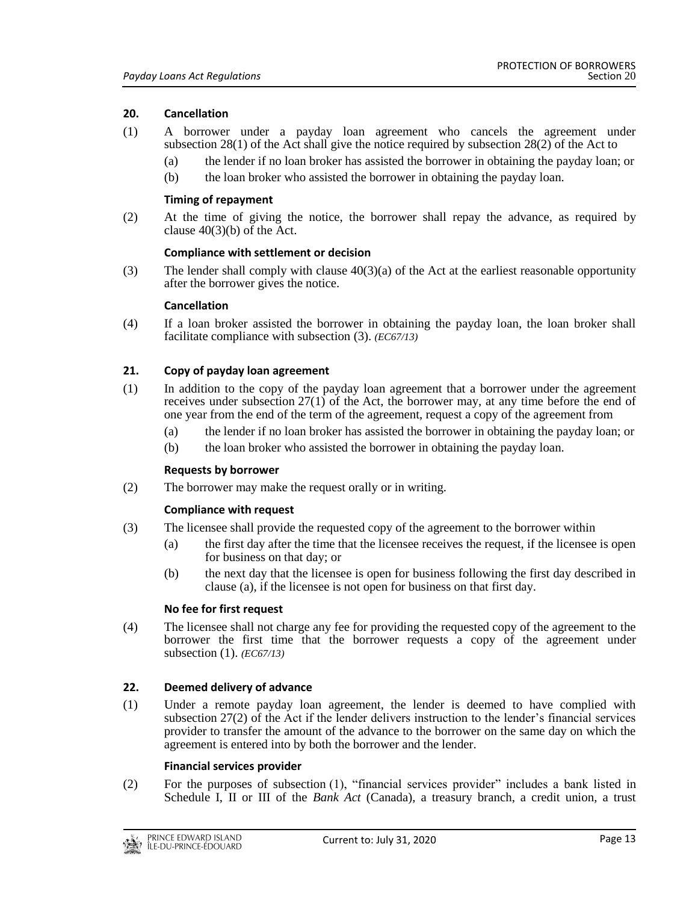### 20. Cancellation

(1) A borrower under a payday loan agreement who cancels the agreement under subsection 28(1) of the Act shall give the notice required by subsection 28(2) of the Act to

- (a) the lender if no loan broker has assisted the borrower in obtaining the payday loan; or
- (b) the loan broker who assisted the borrower in obtaining the payday loan.

**Timing of repayment**

(2) At the time of giving the notice, the borrower shall repay the advance, as required by clause 40(3)(b) of the Act.

**Compliance with settlement or decision**

(3) The lender shall comply with clause 40(3)(a) of the Act at the earliest reasonable opportunity after the borrower gives the notice.

**Cancellation**

(4) If a loan broker assisted the borrower in obtaining the payday loan, the loan broker shall facilitate compliance with subsection (3). *(EC67/13)*

### 21. Copy of payday loan agreement

(1) In addition to the copy of the payday loan agreement that a borrower under the agreement receives under subsection 27(1) of the Act, the borrower may, at any time before the end of one year from the end of the term of the agreement, request a copy of the agreement from

- (a) the lender if no loan broker has assisted the borrower in obtaining the payday loan; or
- (b) the loan broker who assisted the borrower in obtaining the payday loan.

**Requests by borrower**

(2) The borrower may make the request orally or in writing.

**Compliance with request**

(3) The licensee shall provide the requested copy of the agreement to the borrower within

- (a) the first day after the time that the licensee receives the request, if the licensee is open for business on that day; or
- (b) the next day that the licensee is open for business following the first day described in clause (a), if the licensee is not open for business on that first day.

**No fee for first request**

(4) The licensee shall not charge any fee for providing the requested copy of the agreement to the borrower the first time that the borrower requests a copy of the agreement under subsection (1). *(EC67/13)*

### 22. Deemed delivery of advance

(1) Under a remote payday loan agreement, the lender is deemed to have complied with subsection 27(2) of the Act if the lender delivers instruction to the lender's financial services provider to transfer the amount of the advance to the borrower on the same day on which the agreement is entered into by both the borrower and the lender.

**Financial services provider**

(2) For the purposes of subsection (1), "financial services provider" includes a bank listed in Schedule I, II or III of the *Bank Act* (Canada), a treasury branch, a credit union, a trust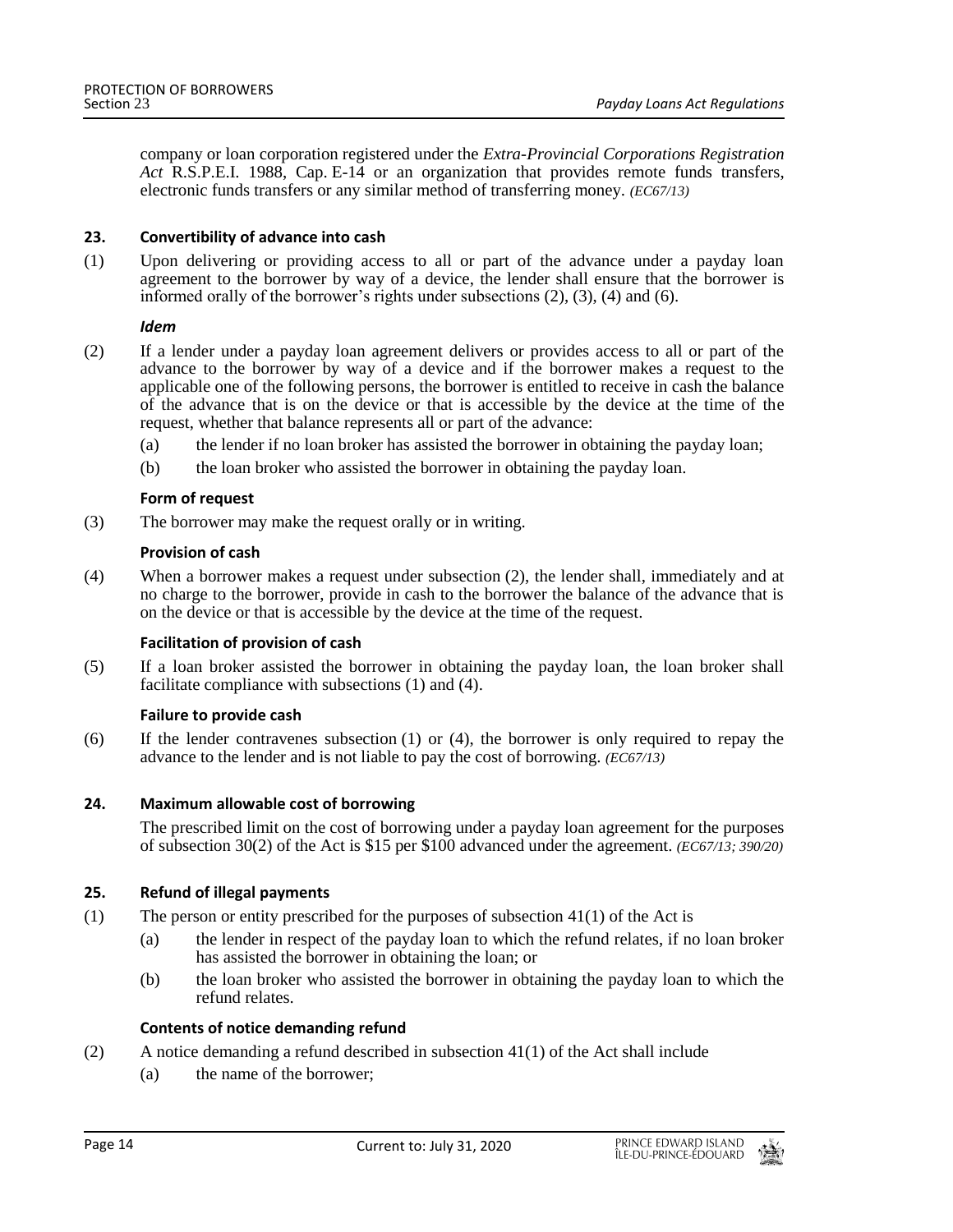company or loan corporation registered under the *Extra-Provincial Corporations Registration Act* R.S.P.E.I. 1988, Cap. E-14 or an organization that provides remote funds transfers, electronic funds transfers or any similar method of transferring money. *(EC67/13)*

**23. Convertibility of advance into cash**

(1) Upon delivering or providing access to all or part of the advance under a payday loan agreement to the borrower by way of a device, the lender shall ensure that the borrower is informed orally of the borrower's rights under subsections (2), (3), (4) and (6).

***Idem***

(2) If a lender under a payday loan agreement delivers or provides access to all or part of the advance to the borrower by way of a device and if the borrower makes a request to the applicable one of the following persons, the borrower is entitled to receive in cash the balance of the advance that is on the device or that is accessible by the device at the time of the request, whether that balance represents all or part of the advance:

- (a) the lender if no loan broker has assisted the borrower in obtaining the payday loan;
- (b) the loan broker who assisted the borrower in obtaining the payday loan.

**Form of request**

(3) The borrower may make the request orally or in writing.

**Provision of cash**

(4) When a borrower makes a request under subsection (2), the lender shall, immediately and at no charge to the borrower, provide in cash to the borrower the balance of the advance that is on the device or that is accessible by the device at the time of the request.

**Facilitation of provision of cash**

(5) If a loan broker assisted the borrower in obtaining the payday loan, the loan broker shall facilitate compliance with subsections (1) and (4).

**Failure to provide cash**

(6) If the lender contravenes subsection (1) or (4), the borrower is only required to repay the advance to the lender and is not liable to pay the cost of borrowing. *(EC67/13)*

**24. Maximum allowable cost of borrowing**

The prescribed limit on the cost of borrowing under a payday loan agreement for the purposes of subsection 30(2) of the Act is $15 per $100 advanced under the agreement. *(EC67/13; 390/20)*

**25. Refund of illegal payments**

(1) The person or entity prescribed for the purposes of subsection 41(1) of the Act is

- (a) the lender in respect of the payday loan to which the refund relates, if no loan broker has assisted the borrower in obtaining the loan; or
- (b) the loan broker who assisted the borrower in obtaining the payday loan to which the refund relates.

**Contents of notice demanding refund**

(2) A notice demanding a refund described in subsection 41(1) of the Act shall include

- (a) the name of the borrower;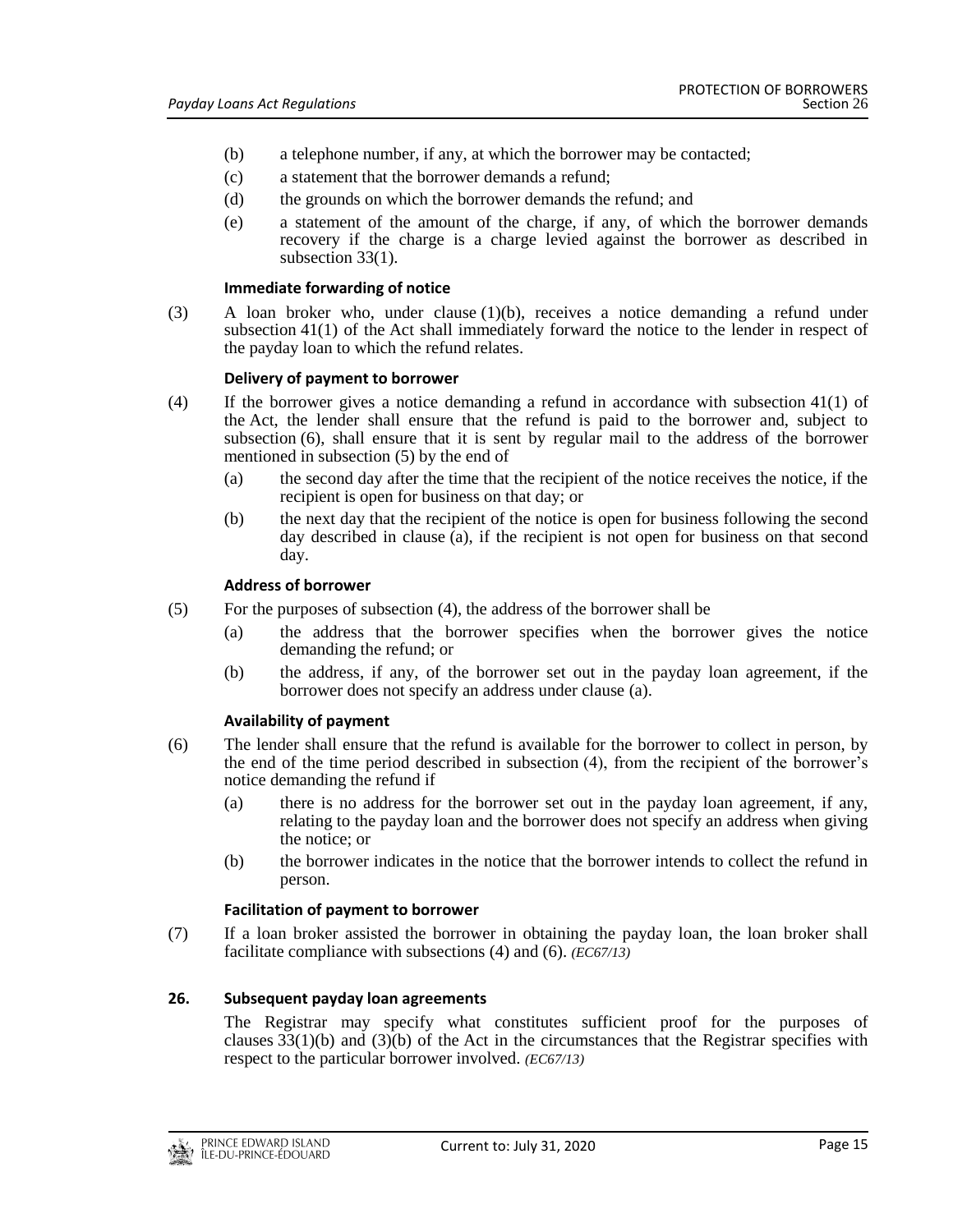(b) a telephone number, if any, at which the borrower may be contacted;

(c) a statement that the borrower demands a refund;

(d) the grounds on which the borrower demands the refund; and

(e) a statement of the amount of the charge, if any, of which the borrower demands recovery if the charge is a charge levied against the borrower as described in subsection 33(1).

**Immediate forwarding of notice**

(3) A loan broker who, under clause (1)(b), receives a notice demanding a refund under subsection 41(1) of the Act shall immediately forward the notice to the lender in respect of the payday loan to which the refund relates.

**Delivery of payment to borrower**

(4) If the borrower gives a notice demanding a refund in accordance with subsection 41(1) of the Act, the lender shall ensure that the refund is paid to the borrower and, subject to subsection (6), shall ensure that it is sent by regular mail to the address of the borrower mentioned in subsection (5) by the end of

(a) the second day after the time that the recipient of the notice receives the notice, if the recipient is open for business on that day; or

(b) the next day that the recipient of the notice is open for business following the second day described in clause (a), if the recipient is not open for business on that second day.

**Address of borrower**

(5) For the purposes of subsection (4), the address of the borrower shall be

(a) the address that the borrower specifies when the borrower gives the notice demanding the refund; or

(b) the address, if any, of the borrower set out in the payday loan agreement, if the borrower does not specify an address under clause (a).

**Availability of payment**

(6) The lender shall ensure that the refund is available for the borrower to collect in person, by the end of the time period described in subsection (4), from the recipient of the borrower's notice demanding the refund if

(a) there is no address for the borrower set out in the payday loan agreement, if any, relating to the payday loan and the borrower does not specify an address when giving the notice; or

(b) the borrower indicates in the notice that the borrower intends to collect the refund in person.

**Facilitation of payment to borrower**

(7) If a loan broker assisted the borrower in obtaining the payday loan, the loan broker shall facilitate compliance with subsections (4) and (6). *(EC67/13)*

**26. Subsequent payday loan agreements**

The Registrar may specify what constitutes sufficient proof for the purposes of clauses 33(1)(b) and (3)(b) of the Act in the circumstances that the Registrar specifies with respect to the particular borrower involved. *(EC67/13)*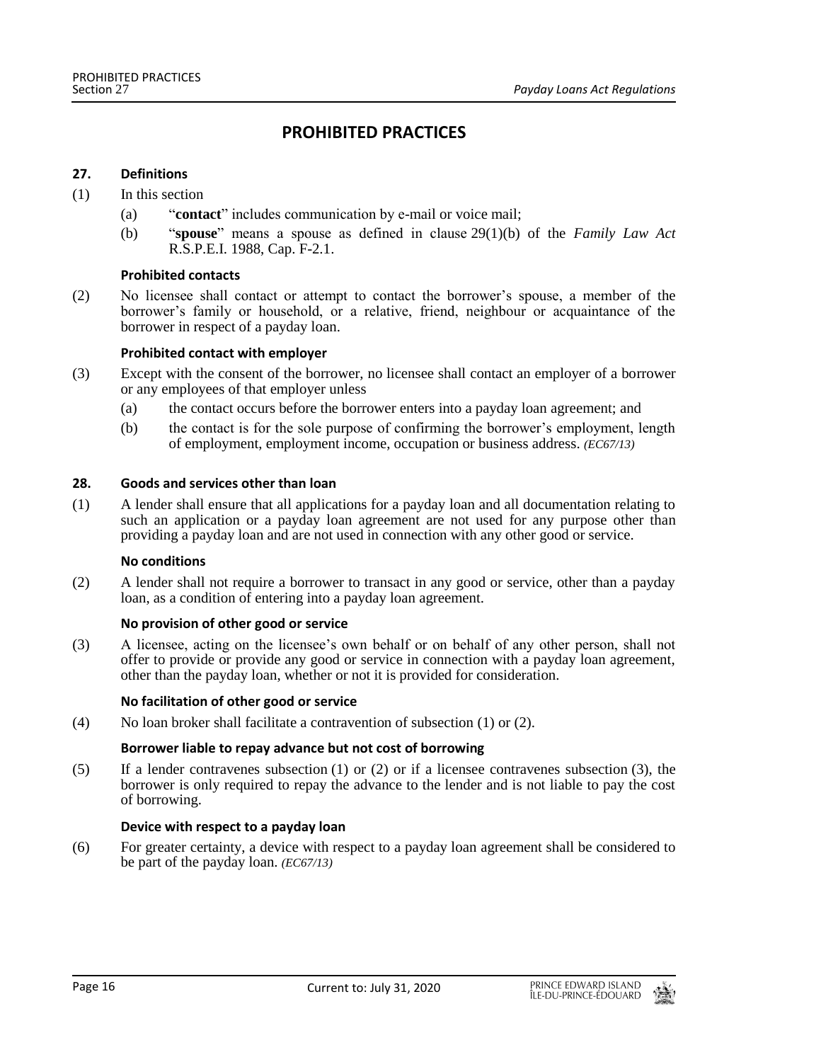## PROHIBITED PRACTICES

**27. Definitions**

(1) In this section

(a) "**contact**" includes communication by e-mail or voice mail;

(b) "**spouse**" means a spouse as defined in clause 29(1)(b) of the *Family Law Act* R.S.P.E.I. 1988, Cap. F-2.1.

**Prohibited contacts**

(2) No licensee shall contact or attempt to contact the borrower's spouse, a member of the borrower's family or household, or a relative, friend, neighbour or acquaintance of the borrower in respect of a payday loan.

**Prohibited contact with employer**

(3) Except with the consent of the borrower, no licensee shall contact an employer of a borrower or any employees of that employer unless

(a) the contact occurs before the borrower enters into a payday loan agreement; and

(b) the contact is for the sole purpose of confirming the borrower's employment, length of employment, employment income, occupation or business address. *(EC67/13)*

**28. Goods and services other than loan**

(1) A lender shall ensure that all applications for a payday loan and all documentation relating to such an application or a payday loan agreement are not used for any purpose other than providing a payday loan and are not used in connection with any other good or service.

**No conditions**

(2) A lender shall not require a borrower to transact in any good or service, other than a payday loan, as a condition of entering into a payday loan agreement.

**No provision of other good or service**

(3) A licensee, acting on the licensee's own behalf or on behalf of any other person, shall not offer to provide or provide any good or service in connection with a payday loan agreement, other than the payday loan, whether or not it is provided for consideration.

**No facilitation of other good or service**

(4) No loan broker shall facilitate a contravention of subsection (1) or (2).

**Borrower liable to repay advance but not cost of borrowing**

(5) If a lender contravenes subsection (1) or (2) or if a licensee contravenes subsection (3), the borrower is only required to repay the advance to the lender and is not liable to pay the cost of borrowing.

**Device with respect to a payday loan**

(6) For greater certainty, a device with respect to a payday loan agreement shall be considered to be part of the payday loan. *(EC67/13)*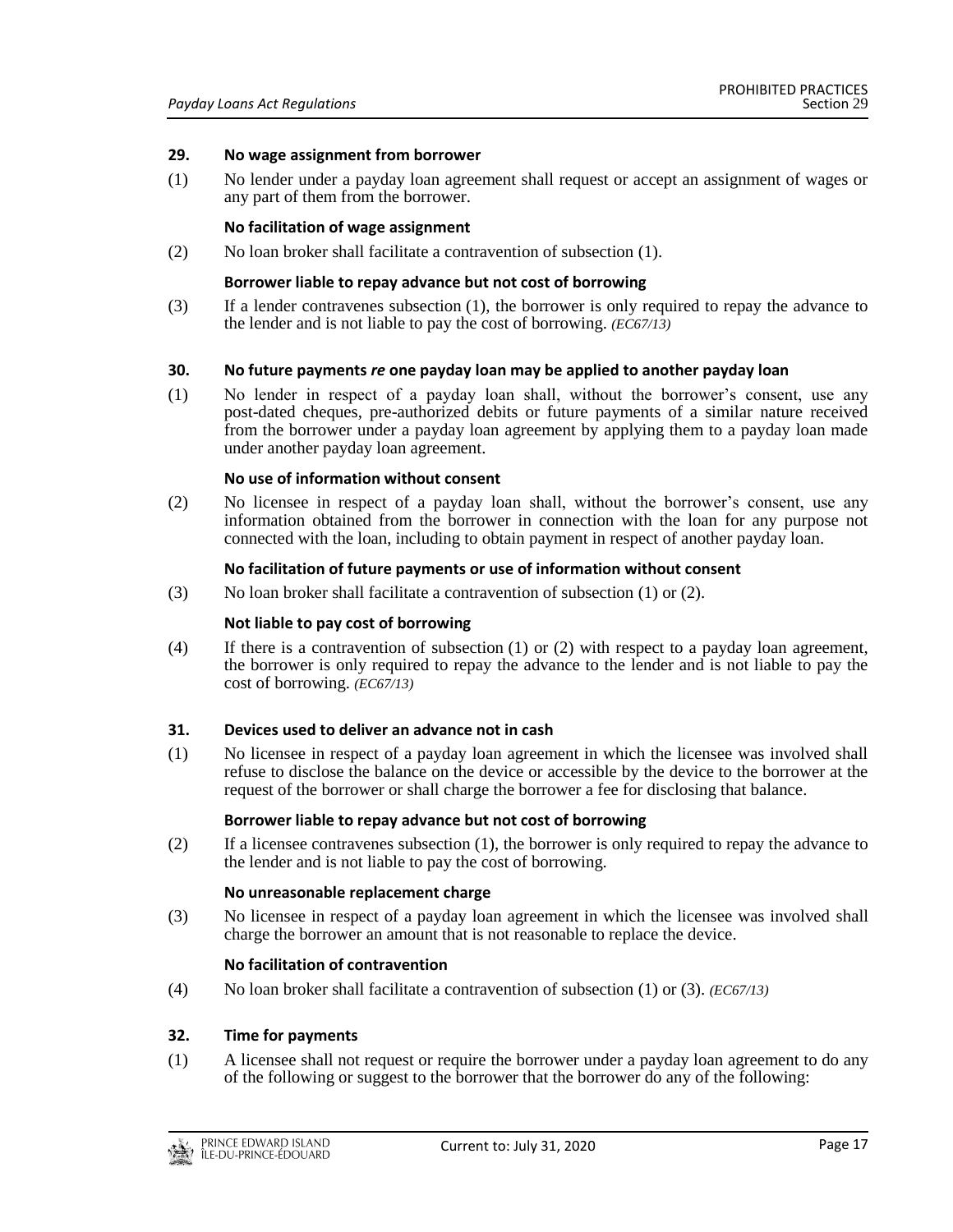### 29. No wage assignment from borrower

(1) No lender under a payday loan agreement shall request or accept an assignment of wages or any part of them from the borrower.

**No facilitation of wage assignment**

(2) No loan broker shall facilitate a contravention of subsection (1).

**Borrower liable to repay advance but not cost of borrowing**

(3) If a lender contravenes subsection (1), the borrower is only required to repay the advance to the lender and is not liable to pay the cost of borrowing. *(EC67/13)*

### 30. No future payments *re* one payday loan may be applied to another payday loan

(1) No lender in respect of a payday loan shall, without the borrower's consent, use any post-dated cheques, pre-authorized debits or future payments of a similar nature received from the borrower under a payday loan agreement by applying them to a payday loan made under another payday loan agreement.

**No use of information without consent**

(2) No licensee in respect of a payday loan shall, without the borrower's consent, use any information obtained from the borrower in connection with the loan for any purpose not connected with the loan, including to obtain payment in respect of another payday loan.

**No facilitation of future payments or use of information without consent**

(3) No loan broker shall facilitate a contravention of subsection (1) or (2).

**Not liable to pay cost of borrowing**

(4) If there is a contravention of subsection (1) or (2) with respect to a payday loan agreement, the borrower is only required to repay the advance to the lender and is not liable to pay the cost of borrowing. *(EC67/13)*

### 31. Devices used to deliver an advance not in cash

(1) No licensee in respect of a payday loan agreement in which the licensee was involved shall refuse to disclose the balance on the device or accessible by the device to the borrower at the request of the borrower or shall charge the borrower a fee for disclosing that balance.

**Borrower liable to repay advance but not cost of borrowing**

(2) If a licensee contravenes subsection (1), the borrower is only required to repay the advance to the lender and is not liable to pay the cost of borrowing.

**No unreasonable replacement charge**

(3) No licensee in respect of a payday loan agreement in which the licensee was involved shall charge the borrower an amount that is not reasonable to replace the device.

**No facilitation of contravention**

(4) No loan broker shall facilitate a contravention of subsection (1) or (3). *(EC67/13)*

### 32. Time for payments

(1) A licensee shall not request or require the borrower under a payday loan agreement to do any of the following or suggest to the borrower that the borrower do any of the following: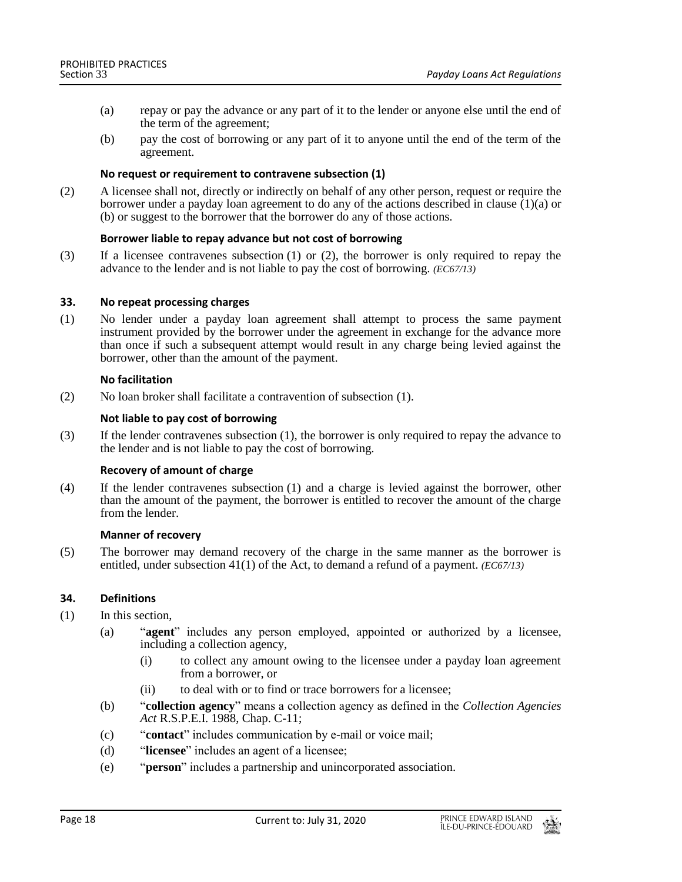(a) repay or pay the advance or any part of it to the lender or anyone else until the end of the term of the agreement;

(b) pay the cost of borrowing or any part of it to anyone until the end of the term of the agreement.

**No request or requirement to contravene subsection (1)**

(2) A licensee shall not, directly or indirectly on behalf of any other person, request or require the borrower under a payday loan agreement to do any of the actions described in clause (1)(a) or (b) or suggest to the borrower that the borrower do any of those actions.

**Borrower liable to repay advance but not cost of borrowing**

(3) If a licensee contravenes subsection (1) or (2), the borrower is only required to repay the advance to the lender and is not liable to pay the cost of borrowing. *(EC67/13)*

### 33. No repeat processing charges

(1) No lender under a payday loan agreement shall attempt to process the same payment instrument provided by the borrower under the agreement in exchange for the advance more than once if such a subsequent attempt would result in any charge being levied against the borrower, other than the amount of the payment.

**No facilitation**

(2) No loan broker shall facilitate a contravention of subsection (1).

**Not liable to pay cost of borrowing**

(3) If the lender contravenes subsection (1), the borrower is only required to repay the advance to the lender and is not liable to pay the cost of borrowing.

**Recovery of amount of charge**

(4) If the lender contravenes subsection (1) and a charge is levied against the borrower, other than the amount of the payment, the borrower is entitled to recover the amount of the charge from the lender.

**Manner of recovery**

(5) The borrower may demand recovery of the charge in the same manner as the borrower is entitled, under subsection 41(1) of the Act, to demand a refund of a payment. *(EC67/13)*

### 34. Definitions

(1) In this section,

(a) "**agent**" includes any person employed, appointed or authorized by a licensee, including a collection agency,

(i) to collect any amount owing to the licensee under a payday loan agreement from a borrower, or

(ii) to deal with or to find or trace borrowers for a licensee;

(b) "**collection agency**" means a collection agency as defined in the *Collection Agencies Act* R.S.P.E.I. 1988, Chap. C-11;

(c) "**contact**" includes communication by e-mail or voice mail;

(d) "**licensee**" includes an agent of a licensee;

(e) "**person**" includes a partnership and unincorporated association.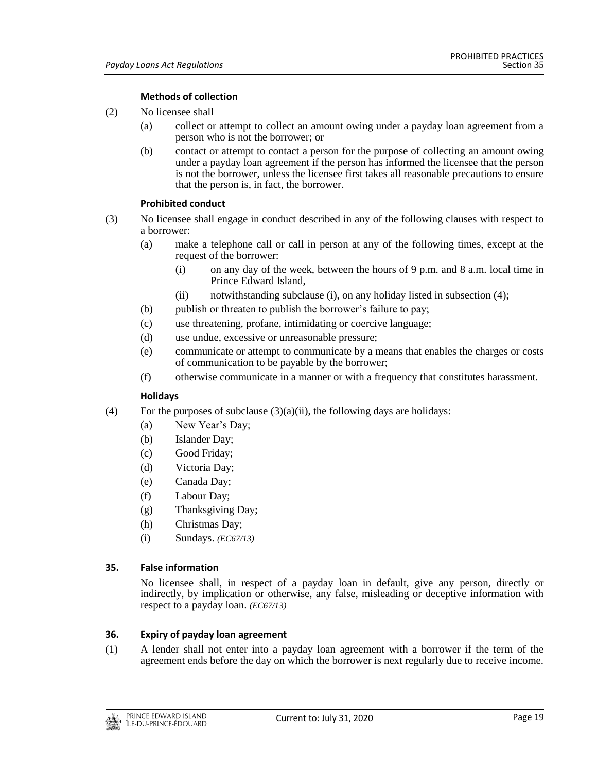**Methods of collection**

(2) No licensee shall

- (a) collect or attempt to collect an amount owing under a payday loan agreement from a person who is not the borrower; or
- (b) contact or attempt to contact a person for the purpose of collecting an amount owing under a payday loan agreement if the person has informed the licensee that the person is not the borrower, unless the licensee first takes all reasonable precautions to ensure that the person is, in fact, the borrower.

**Prohibited conduct**

(3) No licensee shall engage in conduct described in any of the following clauses with respect to a borrower:

- (a) make a telephone call or call in person at any of the following times, except at the request of the borrower:
  - (i) on any day of the week, between the hours of 9 p.m. and 8 a.m. local time in Prince Edward Island,
  - (ii) notwithstanding subclause (i), on any holiday listed in subsection (4);
- (b) publish or threaten to publish the borrower's failure to pay;
- (c) use threatening, profane, intimidating or coercive language;
- (d) use undue, excessive or unreasonable pressure;
- (e) communicate or attempt to communicate by a means that enables the charges or costs of communication to be payable by the borrower;
- (f) otherwise communicate in a manner or with a frequency that constitutes harassment.

**Holidays**

(4) For the purposes of subclause (3)(a)(ii), the following days are holidays:

- (a) New Year's Day;
- (b) Islander Day;
- (c) Good Friday;
- (d) Victoria Day;
- (e) Canada Day;
- (f) Labour Day;
- (g) Thanksgiving Day;
- (h) Christmas Day;
- (i) Sundays. *(EC67/13)*

### 35. False information

No licensee shall, in respect of a payday loan in default, give any person, directly or indirectly, by implication or otherwise, any false, misleading or deceptive information with respect to a payday loan. *(EC67/13)*

### 36. Expiry of payday loan agreement

(1) A lender shall not enter into a payday loan agreement with a borrower if the term of the agreement ends before the day on which the borrower is next regularly due to receive income.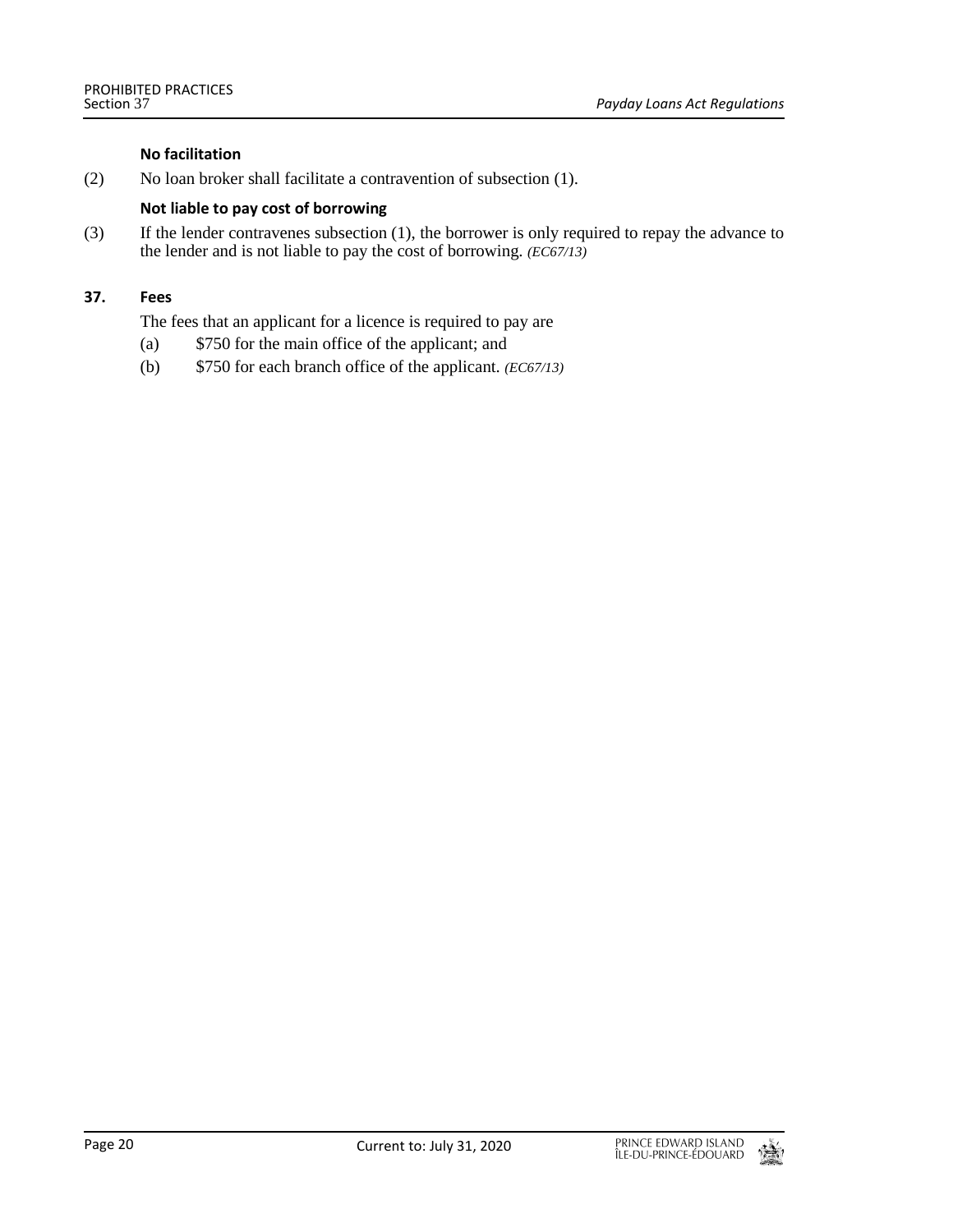**No facilitation**

(2) No loan broker shall facilitate a contravention of subsection (1).

**Not liable to pay cost of borrowing**

(3) If the lender contravenes subsection (1), the borrower is only required to repay the advance to the lender and is not liable to pay the cost of borrowing. *(EC67/13)*

**37. Fees**

The fees that an applicant for a licence is required to pay are

(a) $750 for the main office of the applicant; and

(b) $750 for each branch office of the applicant. *(EC67/13)*